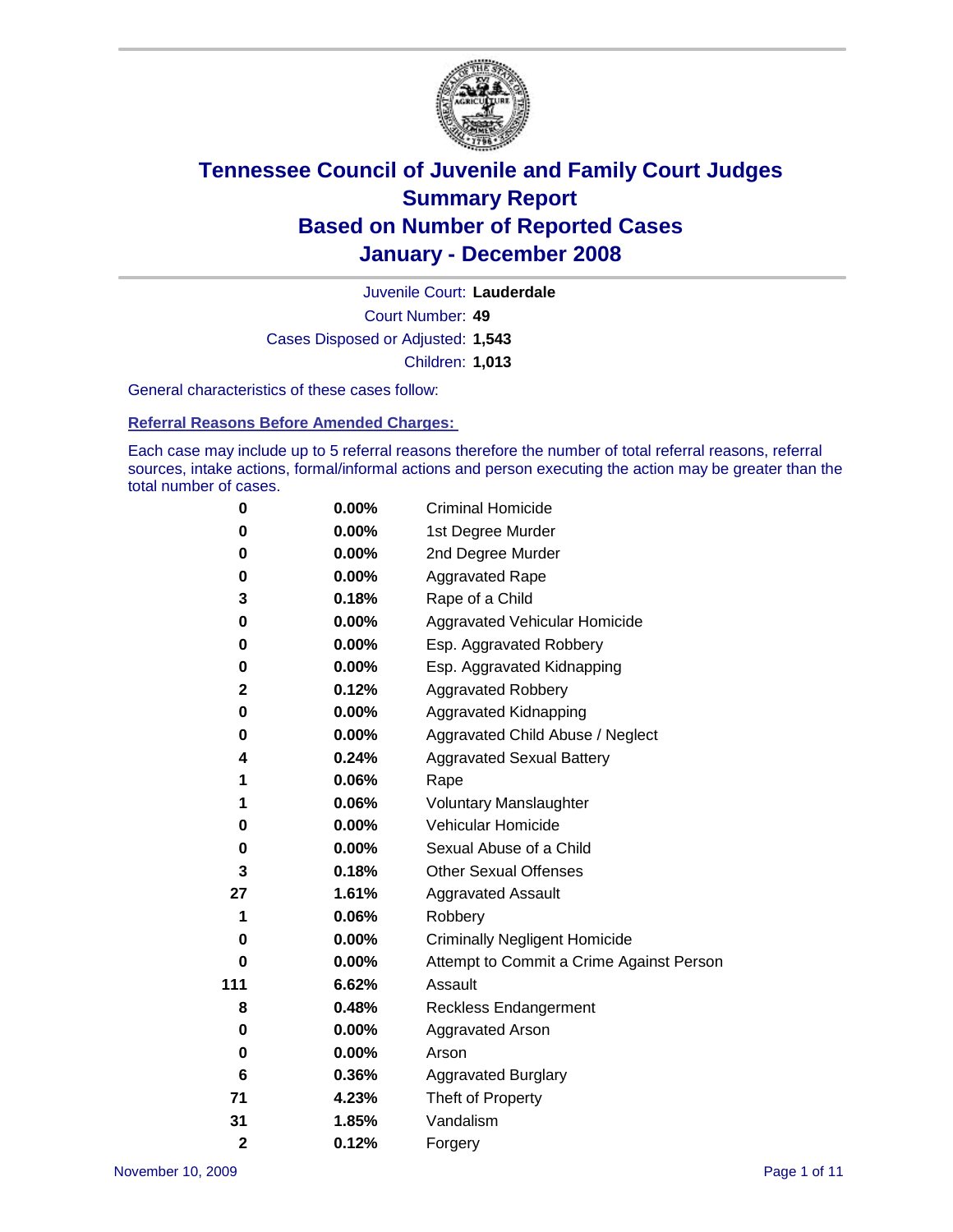# Tennessee Council of Juvenile and Family Court Judges
# Summary Report
# Based on Number of Reported Cases
# January - December 2008

Juvenile Court: **Lauderdale**
Court Number: **49**
Cases Disposed or Adjusted: **1,543**
Children: **1,013**

General characteristics of these cases follow:

## Referral Reasons Before Amended Charges:

Each case may include up to 5 referral reasons therefore the number of total referral reasons, referral sources, intake actions, formal/informal actions and person executing the action may be greater than the total number of cases.

| Count | Percent | Referral Reason |
|---|---|---|
| 0 | 0.00% | Criminal Homicide |
| 0 | 0.00% | 1st Degree Murder |
| 0 | 0.00% | 2nd Degree Murder |
| 0 | 0.00% | Aggravated Rape |
| 3 | 0.18% | Rape of a Child |
| 0 | 0.00% | Aggravated Vehicular Homicide |
| 0 | 0.00% | Esp. Aggravated Robbery |
| 0 | 0.00% | Esp. Aggravated Kidnapping |
| 2 | 0.12% | Aggravated Robbery |
| 0 | 0.00% | Aggravated Kidnapping |
| 0 | 0.00% | Aggravated Child Abuse / Neglect |
| 4 | 0.24% | Aggravated Sexual Battery |
| 1 | 0.06% | Rape |
| 1 | 0.06% | Voluntary Manslaughter |
| 0 | 0.00% | Vehicular Homicide |
| 0 | 0.00% | Sexual Abuse of a Child |
| 3 | 0.18% | Other Sexual Offenses |
| 27 | 1.61% | Aggravated Assault |
| 1 | 0.06% | Robbery |
| 0 | 0.00% | Criminally Negligent Homicide |
| 0 | 0.00% | Attempt to Commit a Crime Against Person |
| 111 | 6.62% | Assault |
| 8 | 0.48% | Reckless Endangerment |
| 0 | 0.00% | Aggravated Arson |
| 0 | 0.00% | Arson |
| 6 | 0.36% | Aggravated Burglary |
| 71 | 4.23% | Theft of Property |
| 31 | 1.85% | Vandalism |
| 2 | 0.12% | Forgery |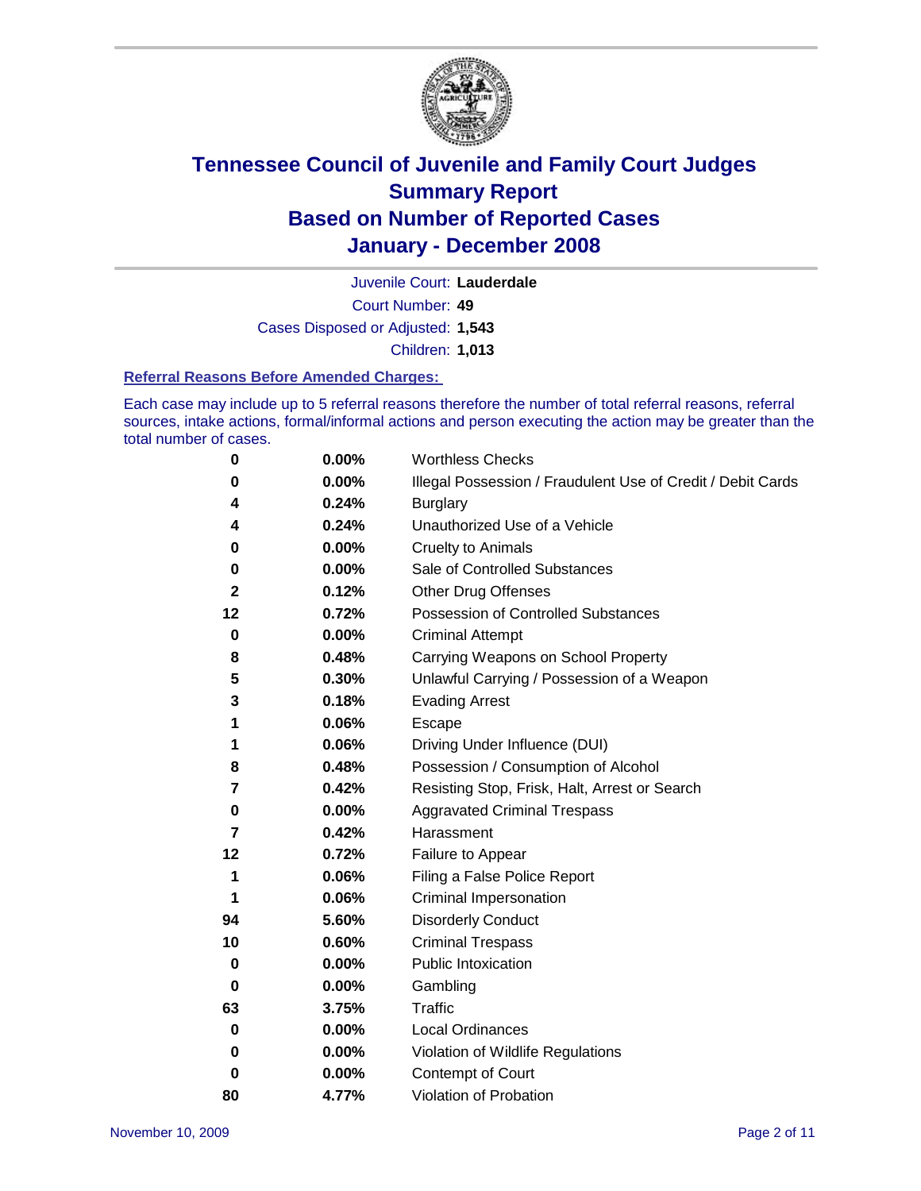# Tennessee Council of Juvenile and Family Court Judges
# Summary Report
# Based on Number of Reported Cases
# January - December 2008

Juvenile Court: **Lauderdale**

Court Number: **49**

Cases Disposed or Adjusted: **1,543**

Children: **1,013**

### Referral Reasons Before Amended Charges:

Each case may include up to 5 referral reasons therefore the number of total referral reasons, referral sources, intake actions, formal/informal actions and person executing the action may be greater than the total number of cases.

| Count | Percent | Referral Reason |
|---|---|---|
| 0 | 0.00% | Worthless Checks |
| 0 | 0.00% | Illegal Possession / Fraudulent Use of Credit / Debit Cards |
| 4 | 0.24% | Burglary |
| 4 | 0.24% | Unauthorized Use of a Vehicle |
| 0 | 0.00% | Cruelty to Animals |
| 0 | 0.00% | Sale of Controlled Substances |
| 2 | 0.12% | Other Drug Offenses |
| 12 | 0.72% | Possession of Controlled Substances |
| 0 | 0.00% | Criminal Attempt |
| 8 | 0.48% | Carrying Weapons on School Property |
| 5 | 0.30% | Unlawful Carrying / Possession of a Weapon |
| 3 | 0.18% | Evading Arrest |
| 1 | 0.06% | Escape |
| 1 | 0.06% | Driving Under Influence (DUI) |
| 8 | 0.48% | Possession / Consumption of Alcohol |
| 7 | 0.42% | Resisting Stop, Frisk, Halt, Arrest or Search |
| 0 | 0.00% | Aggravated Criminal Trespass |
| 7 | 0.42% | Harassment |
| 12 | 0.72% | Failure to Appear |
| 1 | 0.06% | Filing a False Police Report |
| 1 | 0.06% | Criminal Impersonation |
| 94 | 5.60% | Disorderly Conduct |
| 10 | 0.60% | Criminal Trespass |
| 0 | 0.00% | Public Intoxication |
| 0 | 0.00% | Gambling |
| 63 | 3.75% | Traffic |
| 0 | 0.00% | Local Ordinances |
| 0 | 0.00% | Violation of Wildlife Regulations |
| 0 | 0.00% | Contempt of Court |
| 80 | 4.77% | Violation of Probation |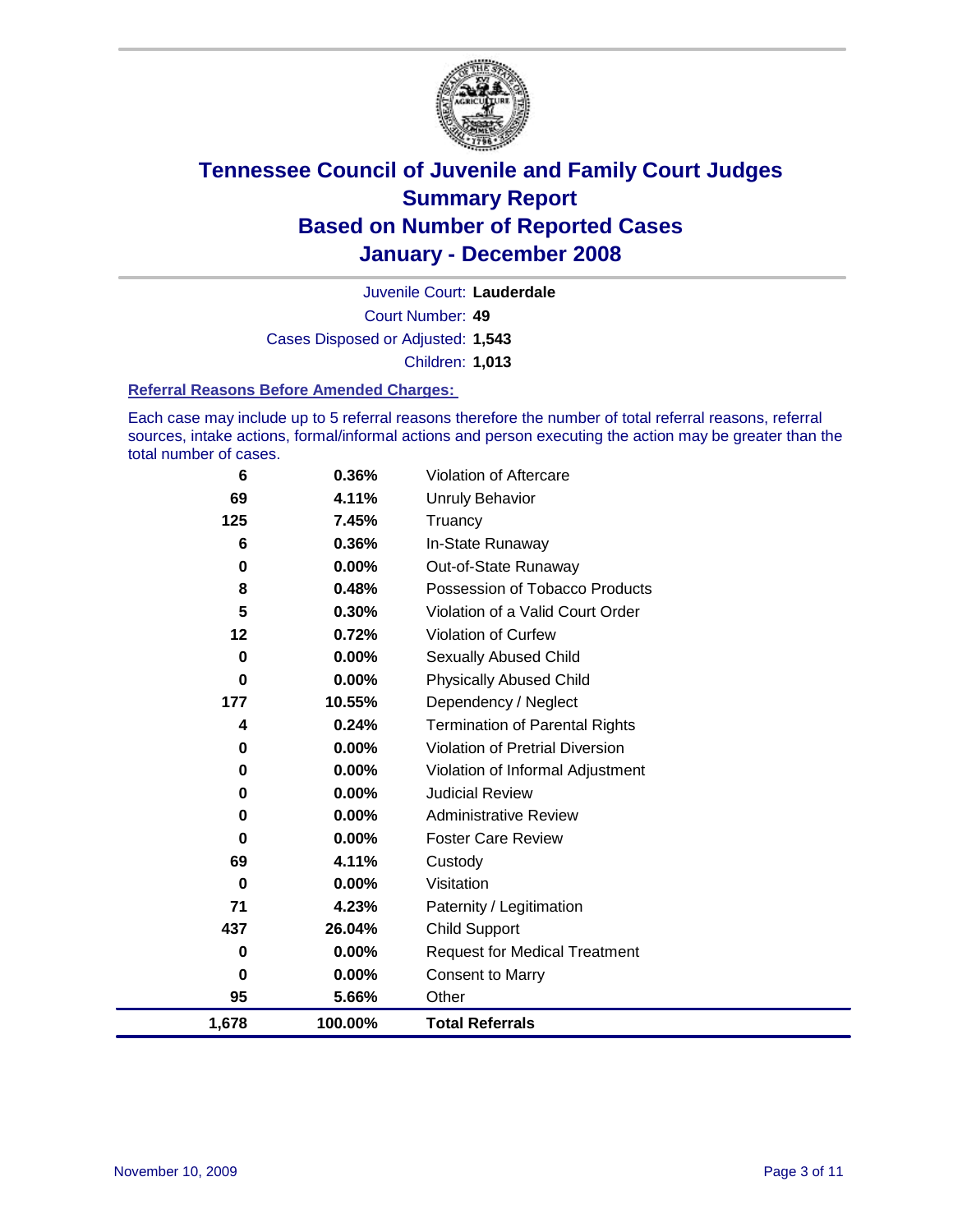# Tennessee Council of Juvenile and Family Court Judges
# Summary Report
# Based on Number of Reported Cases
# January - December 2008

Juvenile Court: **Lauderdale**

Court Number: **49**

Cases Disposed or Adjusted: **1,543**

Children: **1,013**

### Referral Reasons Before Amended Charges:

Each case may include up to 5 referral reasons therefore the number of total referral reasons, referral sources, intake actions, formal/informal actions and person executing the action may be greater than the total number of cases.

| Count | Percent | Referral Reason |
|---|---|---|
| 6 | 0.36% | Violation of Aftercare |
| 69 | 4.11% | Unruly Behavior |
| 125 | 7.45% | Truancy |
| 6 | 0.36% | In-State Runaway |
| 0 | 0.00% | Out-of-State Runaway |
| 8 | 0.48% | Possession of Tobacco Products |
| 5 | 0.30% | Violation of a Valid Court Order |
| 12 | 0.72% | Violation of Curfew |
| 0 | 0.00% | Sexually Abused Child |
| 0 | 0.00% | Physically Abused Child |
| 177 | 10.55% | Dependency / Neglect |
| 4 | 0.24% | Termination of Parental Rights |
| 0 | 0.00% | Violation of Pretrial Diversion |
| 0 | 0.00% | Violation of Informal Adjustment |
| 0 | 0.00% | Judicial Review |
| 0 | 0.00% | Administrative Review |
| 0 | 0.00% | Foster Care Review |
| 69 | 4.11% | Custody |
| 0 | 0.00% | Visitation |
| 71 | 4.23% | Paternity / Legitimation |
| 437 | 26.04% | Child Support |
| 0 | 0.00% | Request for Medical Treatment |
| 0 | 0.00% | Consent to Marry |
| 95 | 5.66% | Other |
| **1,678** | **100.00%** | **Total Referrals** |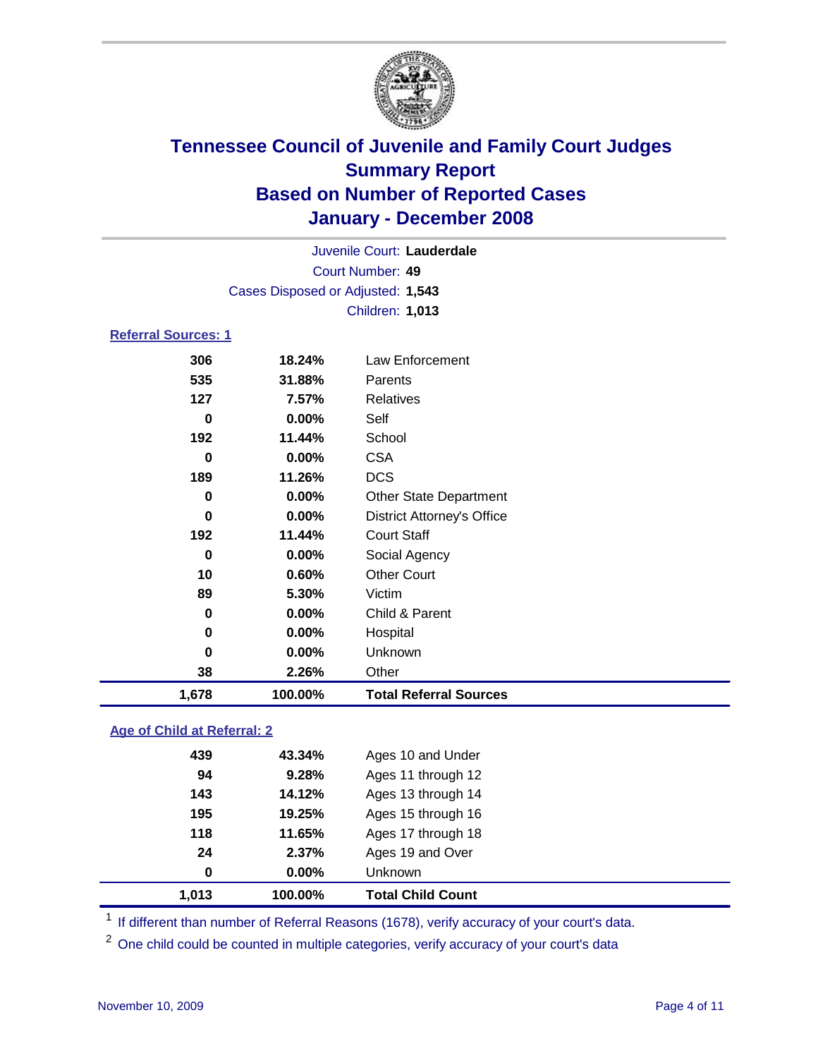# Tennessee Council of Juvenile and Family Court Judges
## Summary Report
## Based on Number of Reported Cases
## January - December 2008

Juvenile Court: **Lauderdale**
Court Number: **49**
Cases Disposed or Adjusted: **1,543**
Children: **1,013**

### Referral Sources: 1

| Count | Percent | Source |
|---|---|---|
| 306 | 18.24% | Law Enforcement |
| 535 | 31.88% | Parents |
| 127 | 7.57% | Relatives |
| 0 | 0.00% | Self |
| 192 | 11.44% | School |
| 0 | 0.00% | CSA |
| 189 | 11.26% | DCS |
| 0 | 0.00% | Other State Department |
| 0 | 0.00% | District Attorney's Office |
| 192 | 11.44% | Court Staff |
| 0 | 0.00% | Social Agency |
| 10 | 0.60% | Other Court |
| 89 | 5.30% | Victim |
| 0 | 0.00% | Child & Parent |
| 0 | 0.00% | Hospital |
| 0 | 0.00% | Unknown |
| 38 | 2.26% | Other |
| **1,678** | **100.00%** | **Total Referral Sources** |

### Age of Child at Referral: 2

| Count | Percent | Age |
|---|---|---|
| 439 | 43.34% | Ages 10 and Under |
| 94 | 9.28% | Ages 11 through 12 |
| 143 | 14.12% | Ages 13 through 14 |
| 195 | 19.25% | Ages 15 through 16 |
| 118 | 11.65% | Ages 17 through 18 |
| 24 | 2.37% | Ages 19 and Over |
| 0 | 0.00% | Unknown |
| **1,013** | **100.00%** | **Total Child Count** |

[1] If different than number of Referral Reasons (1678), verify accuracy of your court's data.

[2] One child could be counted in multiple categories, verify accuracy of your court's data

November 10, 2009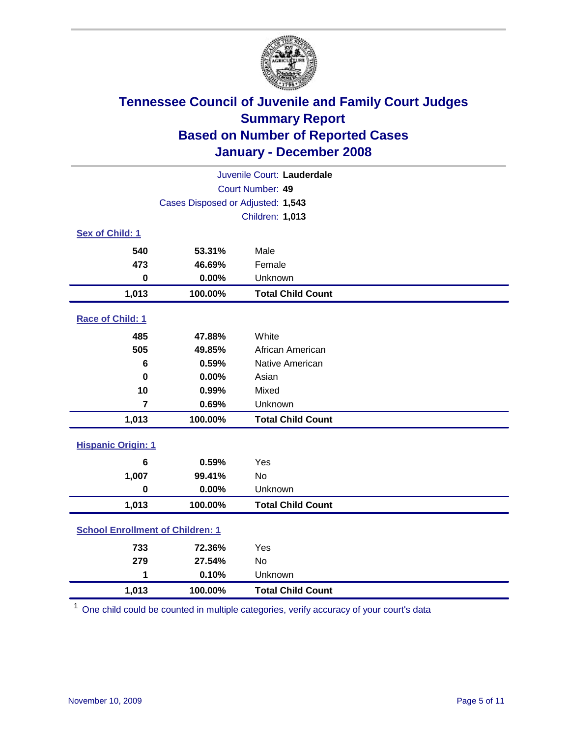# Tennessee Council of Juvenile and Family Court Judges
## Summary Report
## Based on Number of Reported Cases
## January - December 2008

Juvenile Court: **Lauderdale**
Court Number: **49**
Cases Disposed or Adjusted: **1,543**
Children: **1,013**

### Sex of Child: 1

| | | |
|---|---|---|
| 540 | 53.31% | Male |
| 473 | 46.69% | Female |
| 0 | 0.00% | Unknown |
| **1,013** | **100.00%** | **Total Child Count** |

### Race of Child: 1

| | | |
|---|---|---|
| 485 | 47.88% | White |
| 505 | 49.85% | African American |
| 6 | 0.59% | Native American |
| 0 | 0.00% | Asian |
| 10 | 0.99% | Mixed |
| 7 | 0.69% | Unknown |
| **1,013** | **100.00%** | **Total Child Count** |

### Hispanic Origin: 1

| | | |
|---|---|---|
| 6 | 0.59% | Yes |
| 1,007 | 99.41% | No |
| 0 | 0.00% | Unknown |
| **1,013** | **100.00%** | **Total Child Count** |

### School Enrollment of Children: 1

| | | |
|---|---|---|
| 733 | 72.36% | Yes |
| 279 | 27.54% | No |
| 1 | 0.10% | Unknown |
| **1,013** | **100.00%** | **Total Child Count** |

[1] One child could be counted in multiple categories, verify accuracy of your court's data

November 10, 2009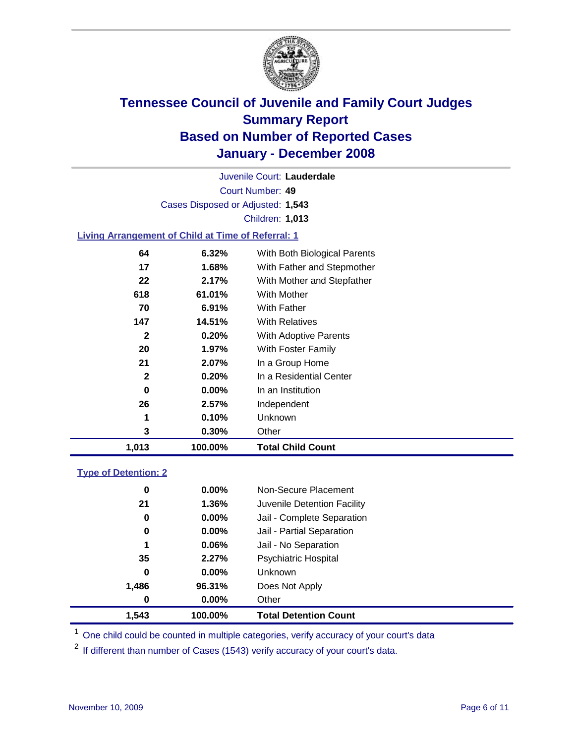# Tennessee Council of Juvenile and Family Court Judges
## Summary Report
## Based on Number of Reported Cases
## January - December 2008

Juvenile Court: **Lauderdale**

Court Number: **49**

Cases Disposed or Adjusted: **1,543**

Children: **1,013**

### Living Arrangement of Child at Time of Referral: 1

| Count | Percent | Category |
|---|---|---|
| 64 | 6.32% | With Both Biological Parents |
| 17 | 1.68% | With Father and Stepmother |
| 22 | 2.17% | With Mother and Stepfather |
| 618 | 61.01% | With Mother |
| 70 | 6.91% | With Father |
| 147 | 14.51% | With Relatives |
| 2 | 0.20% | With Adoptive Parents |
| 20 | 1.97% | With Foster Family |
| 21 | 2.07% | In a Group Home |
| 2 | 0.20% | In a Residential Center |
| 0 | 0.00% | In an Institution |
| 26 | 2.57% | Independent |
| 1 | 0.10% | Unknown |
| 3 | 0.30% | Other |
| **1,013** | **100.00%** | **Total Child Count** |

### Type of Detention: 2

| Count | Percent | Category |
|---|---|---|
| 0 | 0.00% | Non-Secure Placement |
| 21 | 1.36% | Juvenile Detention Facility |
| 0 | 0.00% | Jail - Complete Separation |
| 0 | 0.00% | Jail - Partial Separation |
| 1 | 0.06% | Jail - No Separation |
| 35 | 2.27% | Psychiatric Hospital |
| 0 | 0.00% | Unknown |
| 1,486 | 96.31% | Does Not Apply |
| 0 | 0.00% | Other |
| **1,543** | **100.00%** | **Total Detention Count** |

[1] One child could be counted in multiple categories, verify accuracy of your court's data

[2] If different than number of Cases (1543) verify accuracy of your court's data.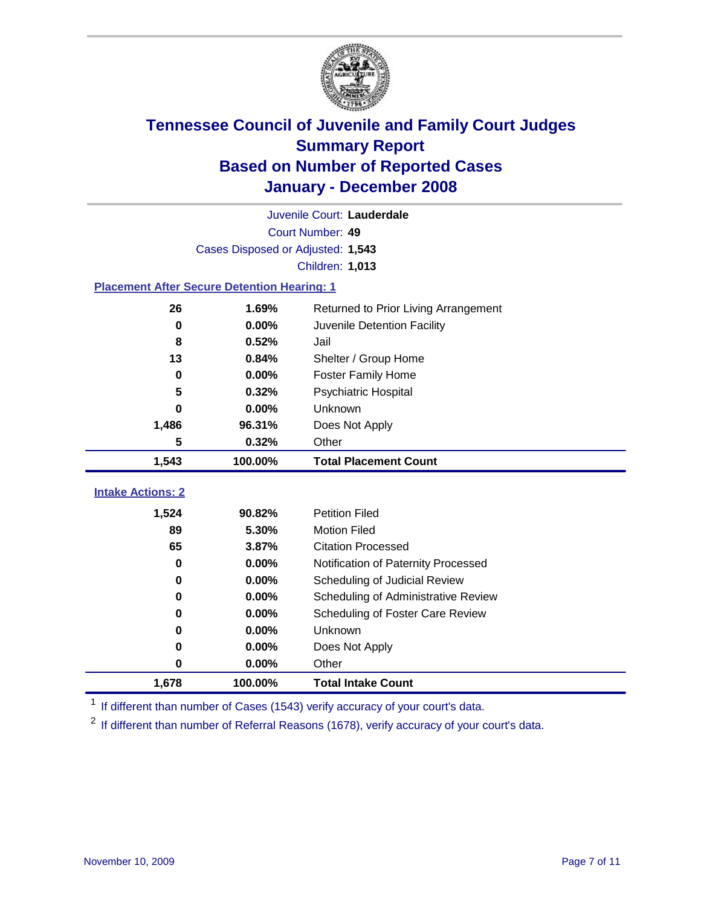# Tennessee Council of Juvenile and Family Court Judges
## Summary Report
## Based on Number of Reported Cases
## January - December 2008

Juvenile Court: **Lauderdale**
Court Number: **49**
Cases Disposed or Adjusted: **1,543**
Children: **1,013**

### Placement After Secure Detention Hearing: 1

| Count | Percent | Placement |
|---|---|---|
| 26 | 1.69% | Returned to Prior Living Arrangement |
| 0 | 0.00% | Juvenile Detention Facility |
| 8 | 0.52% | Jail |
| 13 | 0.84% | Shelter / Group Home |
| 0 | 0.00% | Foster Family Home |
| 5 | 0.32% | Psychiatric Hospital |
| 0 | 0.00% | Unknown |
| 1,486 | 96.31% | Does Not Apply |
| 5 | 0.32% | Other |
| **1,543** | **100.00%** | **Total Placement Count** |

### Intake Actions: 2

| Count | Percent | Intake Action |
|---|---|---|
| 1,524 | 90.82% | Petition Filed |
| 89 | 5.30% | Motion Filed |
| 65 | 3.87% | Citation Processed |
| 0 | 0.00% | Notification of Paternity Processed |
| 0 | 0.00% | Scheduling of Judicial Review |
| 0 | 0.00% | Scheduling of Administrative Review |
| 0 | 0.00% | Scheduling of Foster Care Review |
| 0 | 0.00% | Unknown |
| 0 | 0.00% | Does Not Apply |
| 0 | 0.00% | Other |
| **1,678** | **100.00%** | **Total Intake Count** |

[1] If different than number of Cases (1543) verify accuracy of your court's data.

[2] If different than number of Referral Reasons (1678), verify accuracy of your court's data.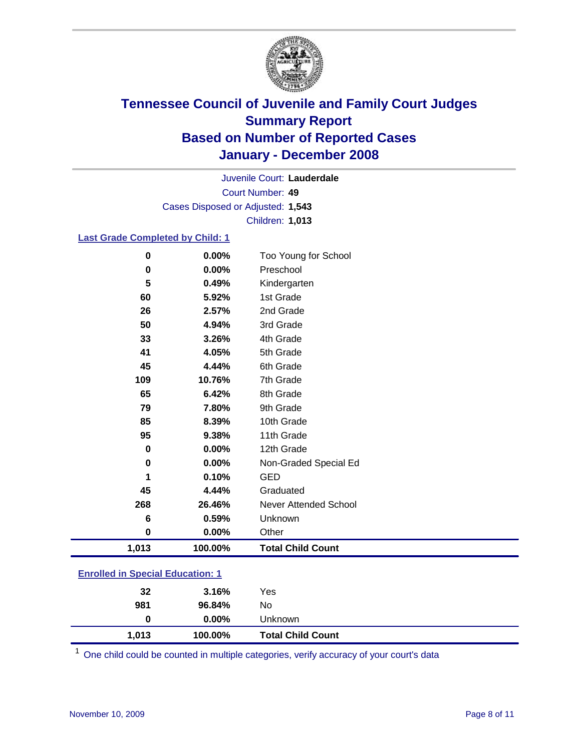# Tennessee Council of Juvenile and Family Court Judges
## Summary Report
## Based on Number of Reported Cases
## January - December 2008

Juvenile Court: **Lauderdale**
Court Number: **49**
Cases Disposed or Adjusted: **1,543**
Children: **1,013**

### Last Grade Completed by Child: 1

| Count | Percent | Category |
|---|---|---|
| 0 | 0.00% | Too Young for School |
| 0 | 0.00% | Preschool |
| 5 | 0.49% | Kindergarten |
| 60 | 5.92% | 1st Grade |
| 26 | 2.57% | 2nd Grade |
| 50 | 4.94% | 3rd Grade |
| 33 | 3.26% | 4th Grade |
| 41 | 4.05% | 5th Grade |
| 45 | 4.44% | 6th Grade |
| 109 | 10.76% | 7th Grade |
| 65 | 6.42% | 8th Grade |
| 79 | 7.80% | 9th Grade |
| 85 | 8.39% | 10th Grade |
| 95 | 9.38% | 11th Grade |
| 0 | 0.00% | 12th Grade |
| 0 | 0.00% | Non-Graded Special Ed |
| 1 | 0.10% | GED |
| 45 | 4.44% | Graduated |
| 268 | 26.46% | Never Attended School |
| 6 | 0.59% | Unknown |
| 0 | 0.00% | Other |
| **1,013** | **100.00%** | **Total Child Count** |

### Enrolled in Special Education: 1

| Count | Percent | Category |
|---|---|---|
| 32 | 3.16% | Yes |
| 981 | 96.84% | No |
| 0 | 0.00% | Unknown |
| **1,013** | **100.00%** | **Total Child Count** |

[1] One child could be counted in multiple categories, verify accuracy of your court's data

November 10, 2009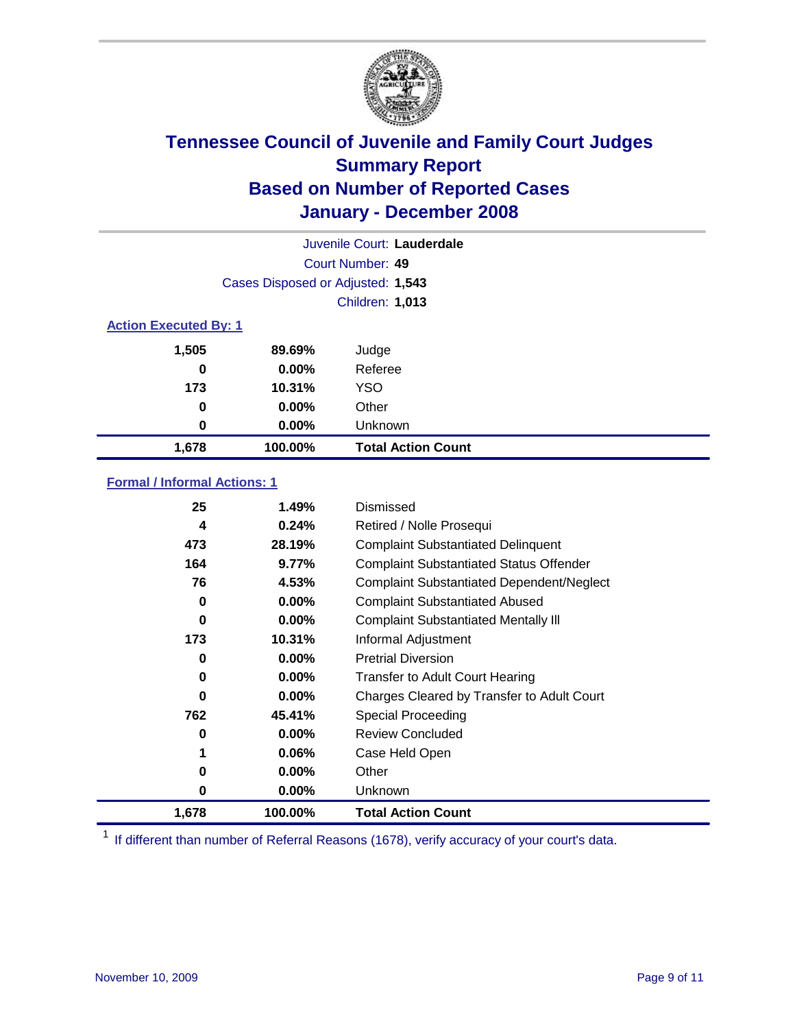# Tennessee Council of Juvenile and Family Court Judges
## Summary Report
## Based on Number of Reported Cases
## January - December 2008

Juvenile Court: **Lauderdale**
Court Number: **49**
Cases Disposed or Adjusted: **1,543**
Children: **1,013**

### Action Executed By: 1

| Count | Percent | Action |
|---|---|---|
| 1,505 | 89.69% | Judge |
| 0 | 0.00% | Referee |
| 173 | 10.31% | YSO |
| 0 | 0.00% | Other |
| 0 | 0.00% | Unknown |
| **1,678** | **100.00%** | **Total Action Count** |

### Formal / Informal Actions: 1

| Count | Percent | Action |
|---|---|---|
| 25 | 1.49% | Dismissed |
| 4 | 0.24% | Retired / Nolle Prosequi |
| 473 | 28.19% | Complaint Substantiated Delinquent |
| 164 | 9.77% | Complaint Substantiated Status Offender |
| 76 | 4.53% | Complaint Substantiated Dependent/Neglect |
| 0 | 0.00% | Complaint Substantiated Abused |
| 0 | 0.00% | Complaint Substantiated Mentally Ill |
| 173 | 10.31% | Informal Adjustment |
| 0 | 0.00% | Pretrial Diversion |
| 0 | 0.00% | Transfer to Adult Court Hearing |
| 0 | 0.00% | Charges Cleared by Transfer to Adult Court |
| 762 | 45.41% | Special Proceeding |
| 0 | 0.00% | Review Concluded |
| 1 | 0.06% | Case Held Open |
| 0 | 0.00% | Other |
| 0 | 0.00% | Unknown |
| **1,678** | **100.00%** | **Total Action Count** |

[1] If different than number of Referral Reasons (1678), verify accuracy of your court's data.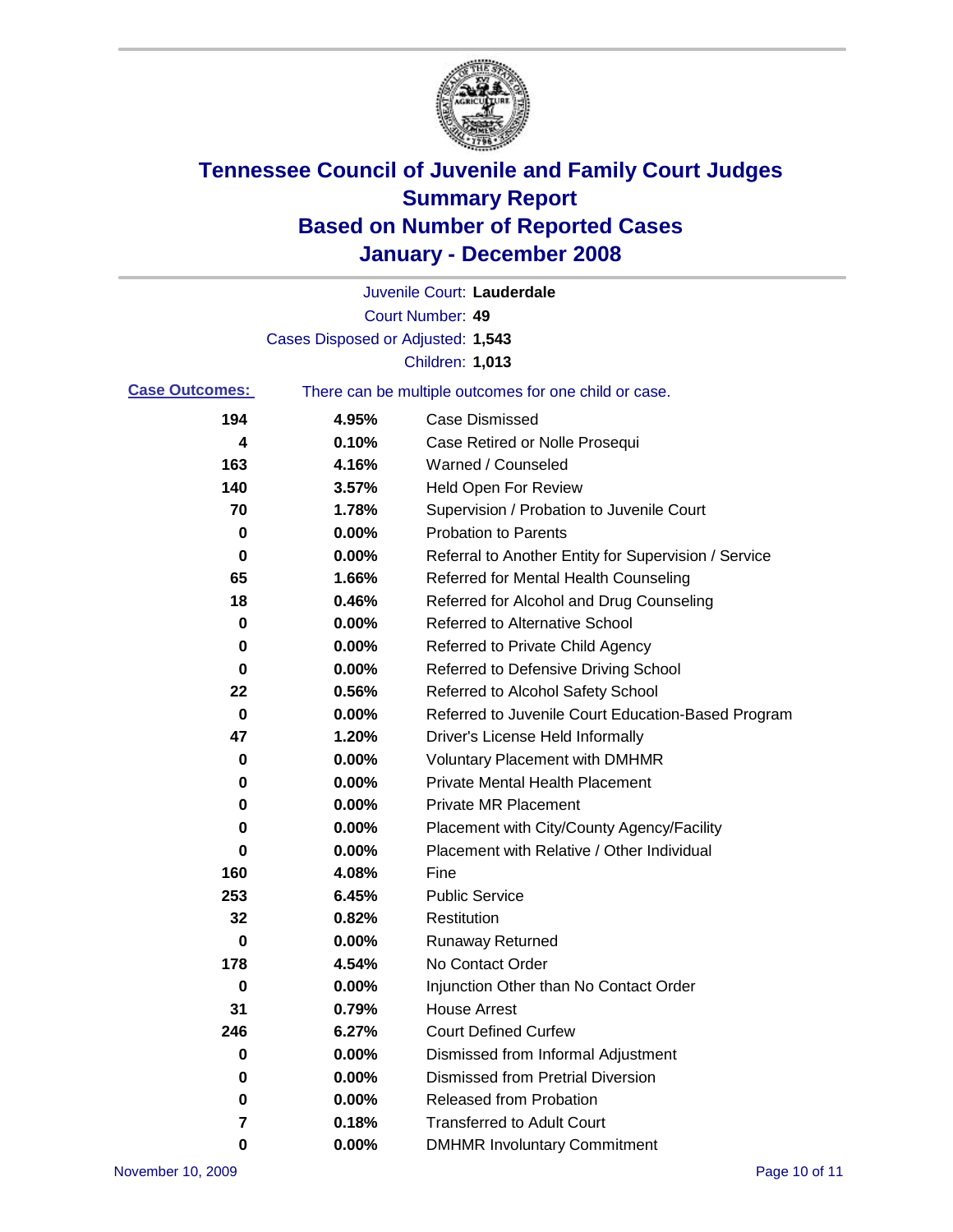# Tennessee Council of Juvenile and Family Court Judges
# Summary Report
# Based on Number of Reported Cases
# January - December 2008

Juvenile Court: **Lauderdale**
Court Number: **49**
Cases Disposed or Adjusted: **1,543**
Children: **1,013**

**Case Outcomes:** There can be multiple outcomes for one child or case.

| Count | Percent | Outcome |
|---|---|---|
| 194 | 4.95% | Case Dismissed |
| 4 | 0.10% | Case Retired or Nolle Prosequi |
| 163 | 4.16% | Warned / Counseled |
| 140 | 3.57% | Held Open For Review |
| 70 | 1.78% | Supervision / Probation to Juvenile Court |
| 0 | 0.00% | Probation to Parents |
| 0 | 0.00% | Referral to Another Entity for Supervision / Service |
| 65 | 1.66% | Referred for Mental Health Counseling |
| 18 | 0.46% | Referred for Alcohol and Drug Counseling |
| 0 | 0.00% | Referred to Alternative School |
| 0 | 0.00% | Referred to Private Child Agency |
| 0 | 0.00% | Referred to Defensive Driving School |
| 22 | 0.56% | Referred to Alcohol Safety School |
| 0 | 0.00% | Referred to Juvenile Court Education-Based Program |
| 47 | 1.20% | Driver's License Held Informally |
| 0 | 0.00% | Voluntary Placement with DMHMR |
| 0 | 0.00% | Private Mental Health Placement |
| 0 | 0.00% | Private MR Placement |
| 0 | 0.00% | Placement with City/County Agency/Facility |
| 0 | 0.00% | Placement with Relative / Other Individual |
| 160 | 4.08% | Fine |
| 253 | 6.45% | Public Service |
| 32 | 0.82% | Restitution |
| 0 | 0.00% | Runaway Returned |
| 178 | 4.54% | No Contact Order |
| 0 | 0.00% | Injunction Other than No Contact Order |
| 31 | 0.79% | House Arrest |
| 246 | 6.27% | Court Defined Curfew |
| 0 | 0.00% | Dismissed from Informal Adjustment |
| 0 | 0.00% | Dismissed from Pretrial Diversion |
| 0 | 0.00% | Released from Probation |
| 7 | 0.18% | Transferred to Adult Court |
| 0 | 0.00% | DMHMR Involuntary Commitment |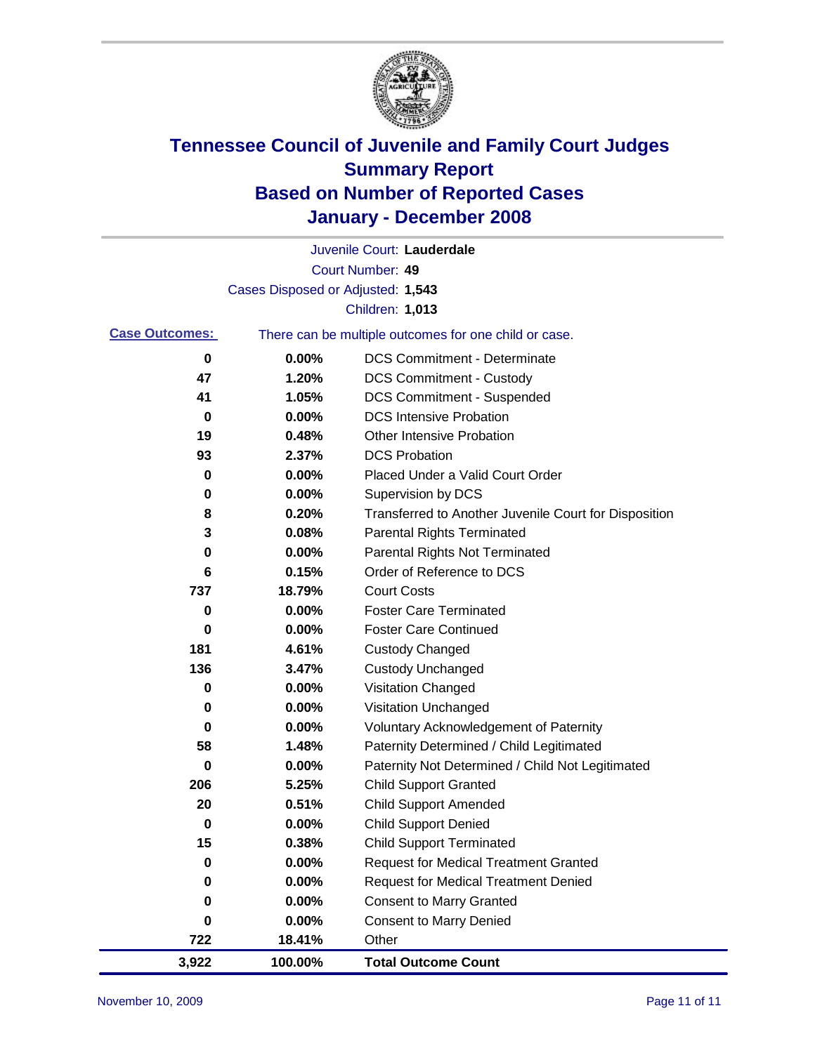# Tennessee Council of Juvenile and Family Court Judges
# Summary Report
# Based on Number of Reported Cases
# January - December 2008

Juvenile Court: **Lauderdale**

Court Number: **49**

Cases Disposed or Adjusted: **1,543**

Children: **1,013**

**Case Outcomes:** There can be multiple outcomes for one child or case.

| | | |
|---|---|---|
| 0 | 0.00% | DCS Commitment - Determinate |
| 47 | 1.20% | DCS Commitment - Custody |
| 41 | 1.05% | DCS Commitment - Suspended |
| 0 | 0.00% | DCS Intensive Probation |
| 19 | 0.48% | Other Intensive Probation |
| 93 | 2.37% | DCS Probation |
| 0 | 0.00% | Placed Under a Valid Court Order |
| 0 | 0.00% | Supervision by DCS |
| 8 | 0.20% | Transferred to Another Juvenile Court for Disposition |
| 3 | 0.08% | Parental Rights Terminated |
| 0 | 0.00% | Parental Rights Not Terminated |
| 6 | 0.15% | Order of Reference to DCS |
| 737 | 18.79% | Court Costs |
| 0 | 0.00% | Foster Care Terminated |
| 0 | 0.00% | Foster Care Continued |
| 181 | 4.61% | Custody Changed |
| 136 | 3.47% | Custody Unchanged |
| 0 | 0.00% | Visitation Changed |
| 0 | 0.00% | Visitation Unchanged |
| 0 | 0.00% | Voluntary Acknowledgement of Paternity |
| 58 | 1.48% | Paternity Determined / Child Legitimated |
| 0 | 0.00% | Paternity Not Determined / Child Not Legitimated |
| 206 | 5.25% | Child Support Granted |
| 20 | 0.51% | Child Support Amended |
| 0 | 0.00% | Child Support Denied |
| 15 | 0.38% | Child Support Terminated |
| 0 | 0.00% | Request for Medical Treatment Granted |
| 0 | 0.00% | Request for Medical Treatment Denied |
| 0 | 0.00% | Consent to Marry Granted |
| 0 | 0.00% | Consent to Marry Denied |
| 722 | 18.41% | Other |
| **3,922** | **100.00%** | **Total Outcome Count** |